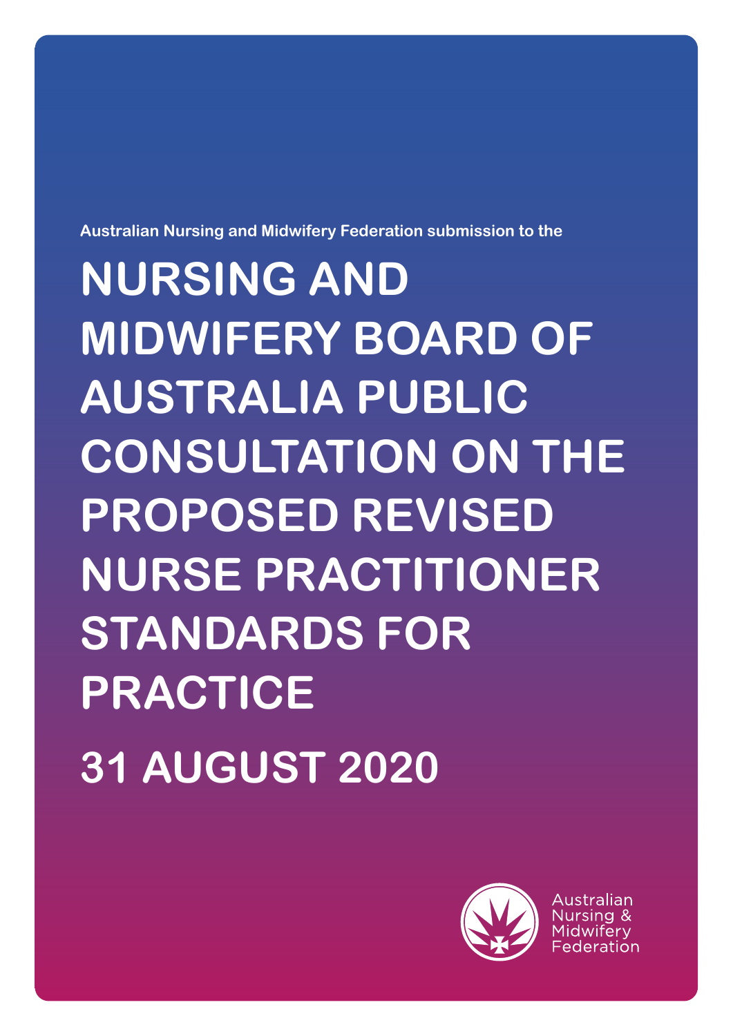Australian Nursing and Midwifery Federation submission to the

# NURSING AND MIDWIFERY BOARD OF AUSTRALIA PUBLIC CONSULTATION ON THE PROPOSED REVISED NURSE PRACTITIONER STANDARDS FOR PRACTICE

## 31 AUGUST 2020

Australian Nursing & Midwifery Federation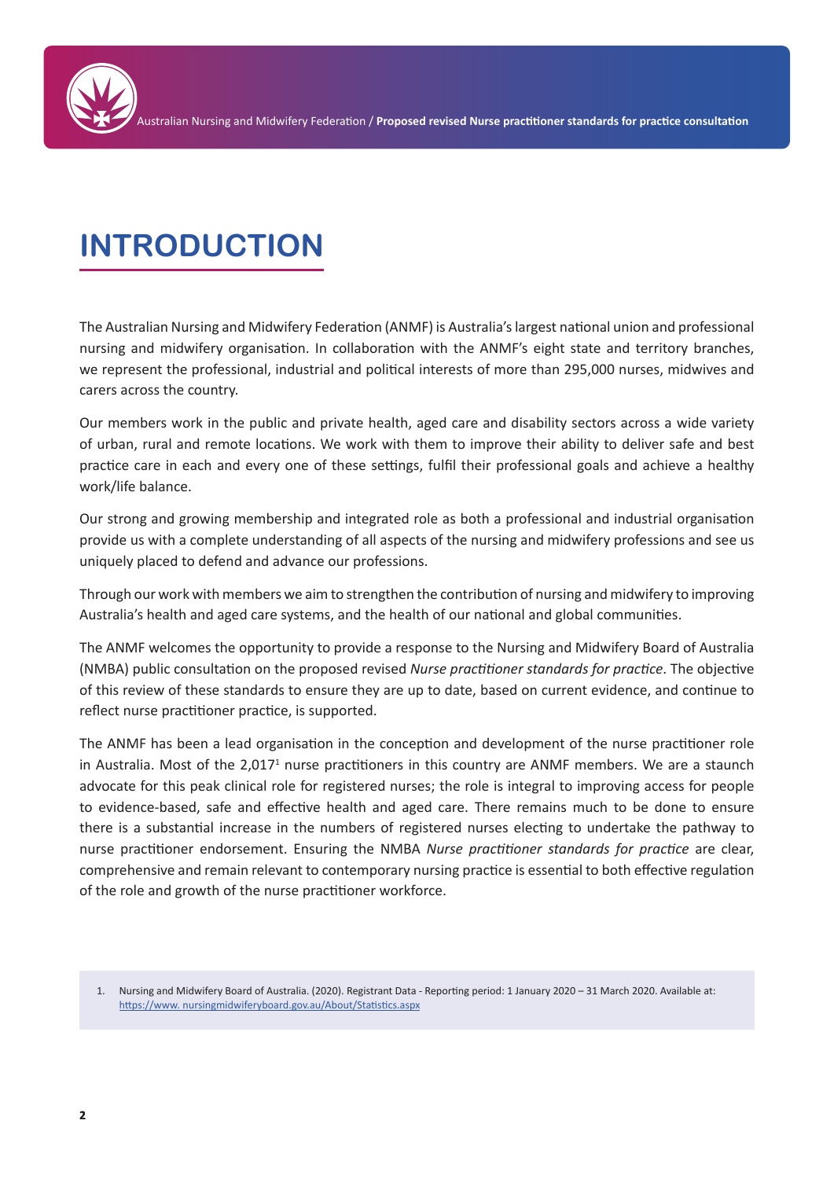# INTRODUCTION

The Australian Nursing and Midwifery Federation (ANMF) is Australia's largest national union and professional nursing and midwifery organisation. In collaboration with the ANMF's eight state and territory branches, we represent the professional, industrial and political interests of more than 295,000 nurses, midwives and carers across the country.

Our members work in the public and private health, aged care and disability sectors across a wide variety of urban, rural and remote locations. We work with them to improve their ability to deliver safe and best practice care in each and every one of these settings, fulfil their professional goals and achieve a healthy work/life balance.

Our strong and growing membership and integrated role as both a professional and industrial organisation provide us with a complete understanding of all aspects of the nursing and midwifery professions and see us uniquely placed to defend and advance our professions.

Through our work with members we aim to strengthen the contribution of nursing and midwifery to improving Australia's health and aged care systems, and the health of our national and global communities.

The ANMF welcomes the opportunity to provide a response to the Nursing and Midwifery Board of Australia (NMBA) public consultation on the proposed revised *Nurse practitioner standards for practice*. The objective of this review of these standards to ensure they are up to date, based on current evidence, and continue to reflect nurse practitioner practice, is supported.

The ANMF has been a lead organisation in the conception and development of the nurse practitioner role in Australia. Most of the 2,017[1] nurse practitioners in this country are ANMF members. We are a staunch advocate for this peak clinical role for registered nurses; the role is integral to improving access for people to evidence-based, safe and effective health and aged care. There remains much to be done to ensure there is a substantial increase in the numbers of registered nurses electing to undertake the pathway to nurse practitioner endorsement. Ensuring the NMBA *Nurse practitioner standards for practice* are clear, comprehensive and remain relevant to contemporary nursing practice is essential to both effective regulation of the role and growth of the nurse practitioner workforce.

1. Nursing and Midwifery Board of Australia. (2020). Registrant Data - Reporting period: 1 January 2020 – 31 March 2020. Available at: https://www. nursingmidwiferyboard.gov.au/About/Statistics.aspx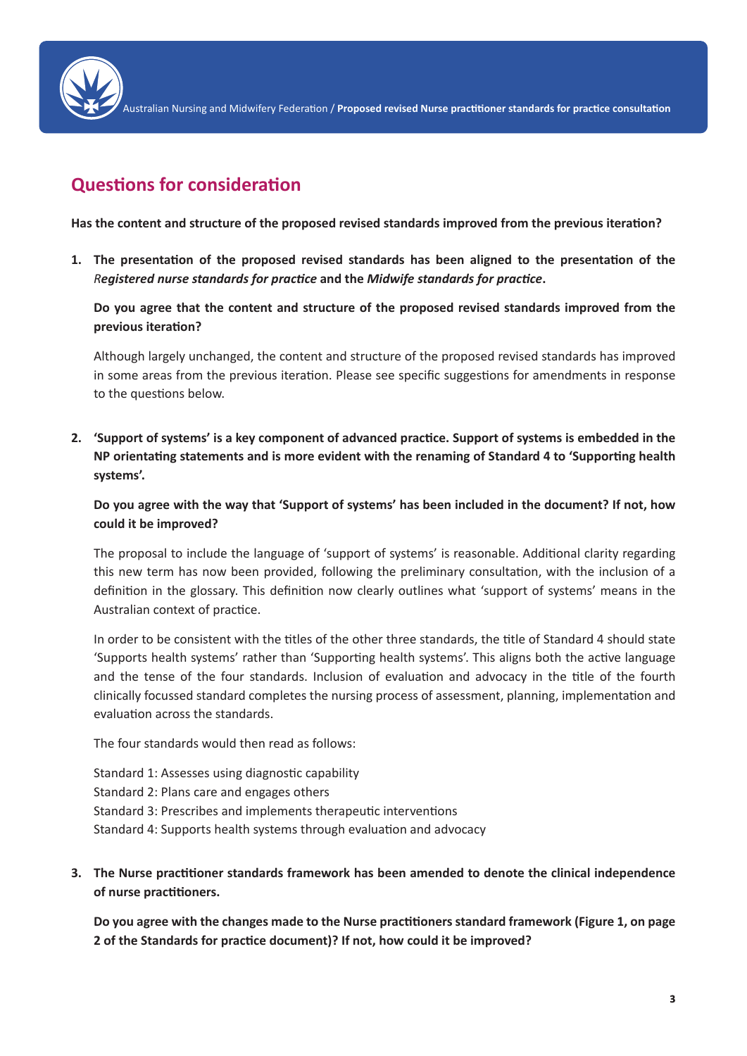## Questions for consideration

**Has the content and structure of the proposed revised standards improved from the previous iteration?**

1. **The presentation of the proposed revised standards has been aligned to the presentation of the** ***Registered nurse standards for practice*** **and the** ***Midwife standards for practice*****.**

   **Do you agree that the content and structure of the proposed revised standards improved from the previous iteration?**

   Although largely unchanged, the content and structure of the proposed revised standards has improved in some areas from the previous iteration. Please see specific suggestions for amendments in response to the questions below.

2. **'Support of systems' is a key component of advanced practice. Support of systems is embedded in the NP orientating statements and is more evident with the renaming of Standard 4 to 'Supporting health systems'.**

   **Do you agree with the way that 'Support of systems' has been included in the document? If not, how could it be improved?**

   The proposal to include the language of 'support of systems' is reasonable. Additional clarity regarding this new term has now been provided, following the preliminary consultation, with the inclusion of a definition in the glossary. This definition now clearly outlines what 'support of systems' means in the Australian context of practice.

   In order to be consistent with the titles of the other three standards, the title of Standard 4 should state 'Supports health systems' rather than 'Supporting health systems'. This aligns both the active language and the tense of the four standards. Inclusion of evaluation and advocacy in the title of the fourth clinically focussed standard completes the nursing process of assessment, planning, implementation and evaluation across the standards.

   The four standards would then read as follows:

   Standard 1: Assesses using diagnostic capability  
   Standard 2: Plans care and engages others  
   Standard 3: Prescribes and implements therapeutic interventions  
   Standard 4: Supports health systems through evaluation and advocacy

3. **The Nurse practitioner standards framework has been amended to denote the clinical independence of nurse practitioners.**

   **Do you agree with the changes made to the Nurse practitioners standard framework (Figure 1, on page 2 of the Standards for practice document)? If not, how could it be improved?**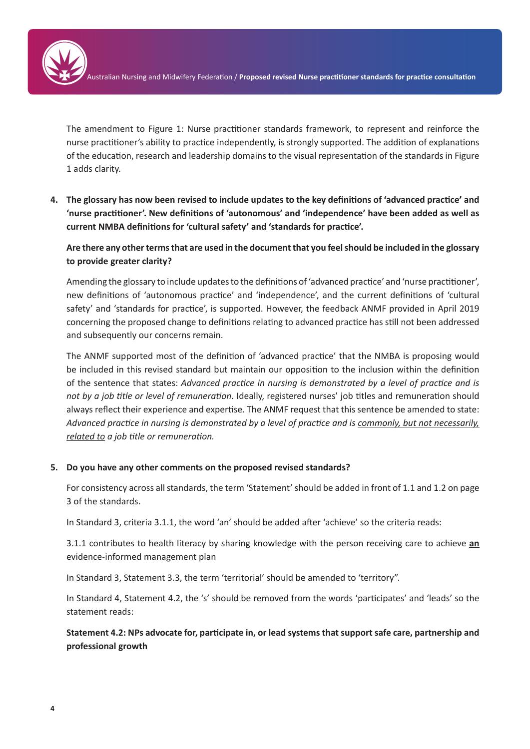The amendment to Figure 1: Nurse practitioner standards framework, to represent and reinforce the nurse practitioner's ability to practice independently, is strongly supported. The addition of explanations of the education, research and leadership domains to the visual representation of the standards in Figure 1 adds clarity.

4. **The glossary has now been revised to include updates to the key definitions of 'advanced practice' and 'nurse practitioner'. New definitions of 'autonomous' and 'independence' have been added as well as current NMBA definitions for 'cultural safety' and 'standards for practice'.**

   **Are there any other terms that are used in the document that you feel should be included in the glossary to provide greater clarity?**

   Amending the glossary to include updates to the definitions of 'advanced practice' and 'nurse practitioner', new definitions of 'autonomous practice' and 'independence', and the current definitions of 'cultural safety' and 'standards for practice', is supported. However, the feedback ANMF provided in April 2019 concerning the proposed change to definitions relating to advanced practice has still not been addressed and subsequently our concerns remain.

   The ANMF supported most of the definition of 'advanced practice' that the NMBA is proposing would be included in this revised standard but maintain our opposition to the inclusion within the definition of the sentence that states: *Advanced practice in nursing is demonstrated by a level of practice and is not by a job title or level of remuneration*. Ideally, registered nurses' job titles and remuneration should always reflect their experience and expertise. The ANMF request that this sentence be amended to state: *Advanced practice in nursing is demonstrated by a level of practice and is <u>commonly, but not necessarily, related to</u> a job title or remuneration.*

5. **Do you have any other comments on the proposed revised standards?**

   For consistency across all standards, the term 'Statement' should be added in front of 1.1 and 1.2 on page 3 of the standards.

   In Standard 3, criteria 3.1.1, the word 'an' should be added after 'achieve' so the criteria reads:

   3.1.1 contributes to health literacy by sharing knowledge with the person receiving care to achieve **<u>an</u>** evidence-informed management plan

   In Standard 3, Statement 3.3, the term 'territorial' should be amended to 'territory".

   In Standard 4, Statement 4.2, the 's' should be removed from the words 'participates' and 'leads' so the statement reads:

   **Statement 4.2: NPs advocate for, participate in, or lead systems that support safe care, partnership and professional growth**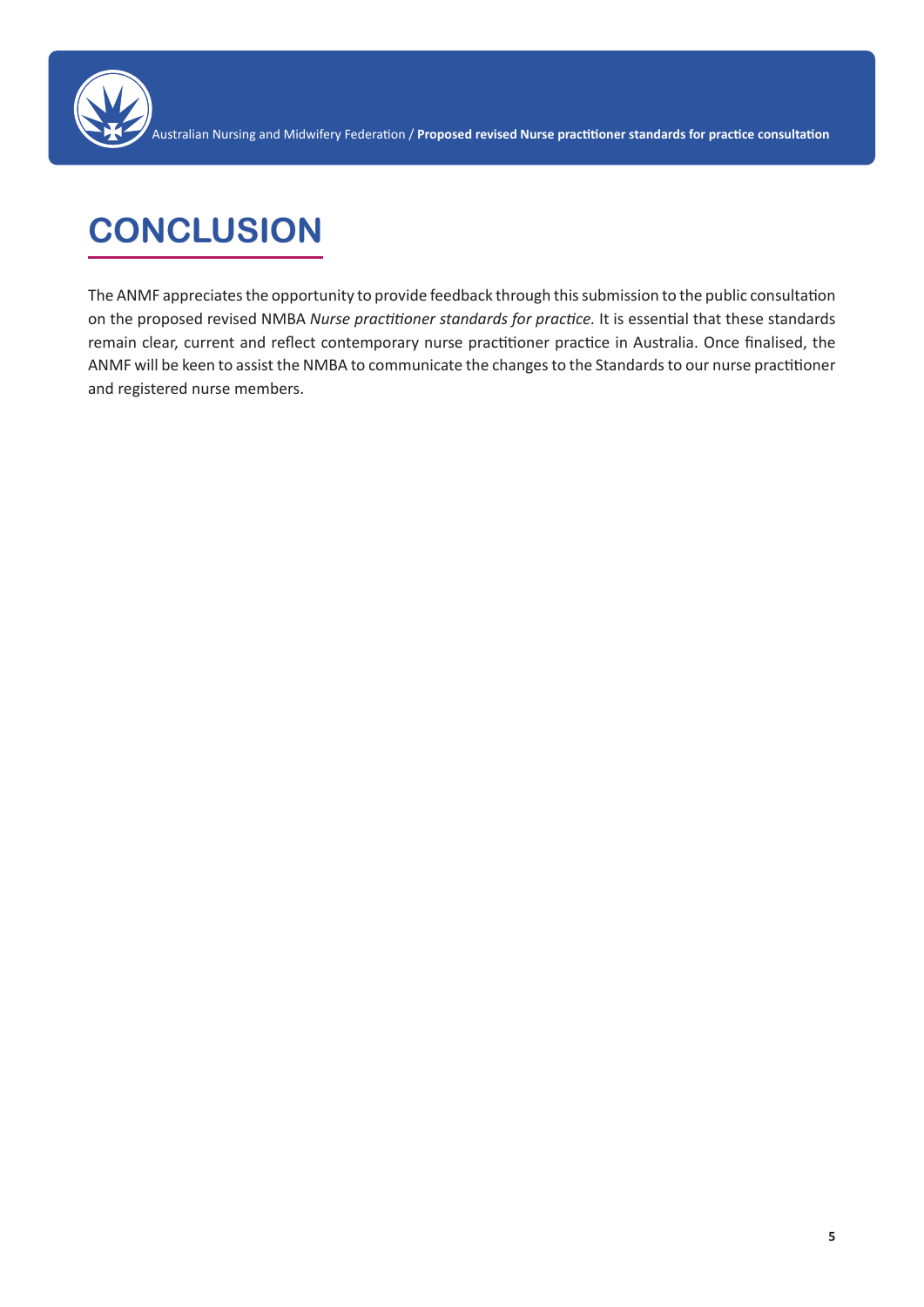# CONCLUSION

The ANMF appreciates the opportunity to provide feedback through this submission to the public consultation on the proposed revised NMBA *Nurse practitioner standards for practice.* It is essential that these standards remain clear, current and reflect contemporary nurse practitioner practice in Australia. Once finalised, the ANMF will be keen to assist the NMBA to communicate the changes to the Standards to our nurse practitioner and registered nurse members.